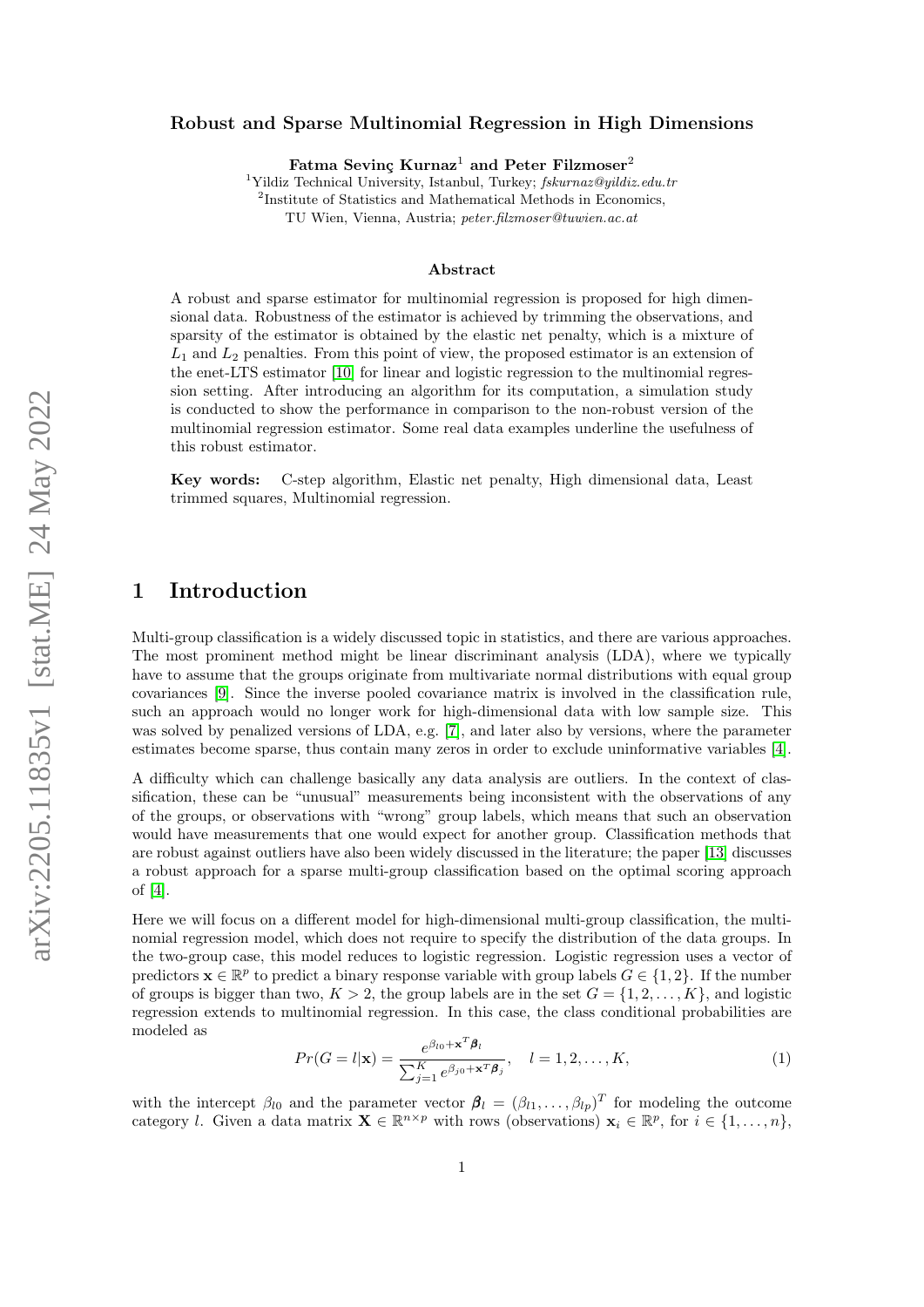# Robust and Sparse Multinomial Regression in High Dimensions

**Fatma Sevinç Kurnaz**[1] **and Peter Filzmoser**[2]

[1]Yildiz Technical University, Istanbul, Turkey; *fskurnaz@yildiz.edu.tr*
[2]Institute of Statistics and Mathematical Methods in Economics, TU Wien, Vienna, Austria; *peter.filzmoser@tuwien.ac.at*

### Abstract

A robust and sparse estimator for multinomial regression is proposed for high dimensional data. Robustness of the estimator is achieved by trimming the observations, and sparsity of the estimator is obtained by the elastic net penalty, which is a mixture of $L_1$ and $L_2$ penalties. From this point of view, the proposed estimator is an extension of the enet-LTS estimator [10] for linear and logistic regression to the multinomial regression setting. After introducing an algorithm for its computation, a simulation study is conducted to show the performance in comparison to the non-robust version of the multinomial regression estimator. Some real data examples underline the usefulness of this robust estimator.

**Key words:** C-step algorithm, Elastic net penalty, High dimensional data, Least trimmed squares, Multinomial regression.

## 1 Introduction

Multi-group classification is a widely discussed topic in statistics, and there are various approaches. The most prominent method might be linear discriminant analysis (LDA), where we typically have to assume that the groups originate from multivariate normal distributions with equal group covariances [9]. Since the inverse pooled covariance matrix is involved in the classification rule, such an approach would no longer work for high-dimensional data with low sample size. This was solved by penalized versions of LDA, e.g. [7], and later also by versions, where the parameter estimates become sparse, thus contain many zeros in order to exclude uninformative variables [4].

A difficulty which can challenge basically any data analysis are outliers. In the context of classification, these can be "unusual" measurements being inconsistent with the observations of any of the groups, or observations with "wrong" group labels, which means that such an observation would have measurements that one would expect for another group. Classification methods that are robust against outliers have also been widely discussed in the literature; the paper [13] discusses a robust approach for a sparse multi-group classification based on the optimal scoring approach of [4].

Here we will focus on a different model for high-dimensional multi-group classification, the multinomial regression model, which does not require to specify the distribution of the data groups. In the two-group case, this model reduces to logistic regression. Logistic regression uses a vector of predictors $\mathbf{x} \in \mathbb{R}^p$ to predict a binary response variable with group labels $G \in \{1, 2\}$. If the number of groups is bigger than two, $K > 2$, the group labels are in the set $G = \{1, 2, \ldots, K\}$, and logistic regression extends to multinomial regression. In this case, the class conditional probabilities are modeled as

$$Pr(G = l|\mathbf{x}) = \frac{e^{\beta_{l0}+\mathbf{x}^T\boldsymbol{\beta}_l}}{\sum_{j=1}^{K} e^{\beta_{j0}+\mathbf{x}^T\boldsymbol{\beta}_j}}, \quad l = 1, 2, \ldots, K, \tag{1}$$

with the intercept $\beta_{l0}$ and the parameter vector $\boldsymbol{\beta}_l = (\beta_{l1}, \ldots, \beta_{lp})^T$ for modeling the outcome category $l$. Given a data matrix $\mathbf{X} \in \mathbb{R}^{n\times p}$ with rows (observations) $\mathbf{x}_i \in \mathbb{R}^p$, for $i \in \{1, \ldots, n\}$,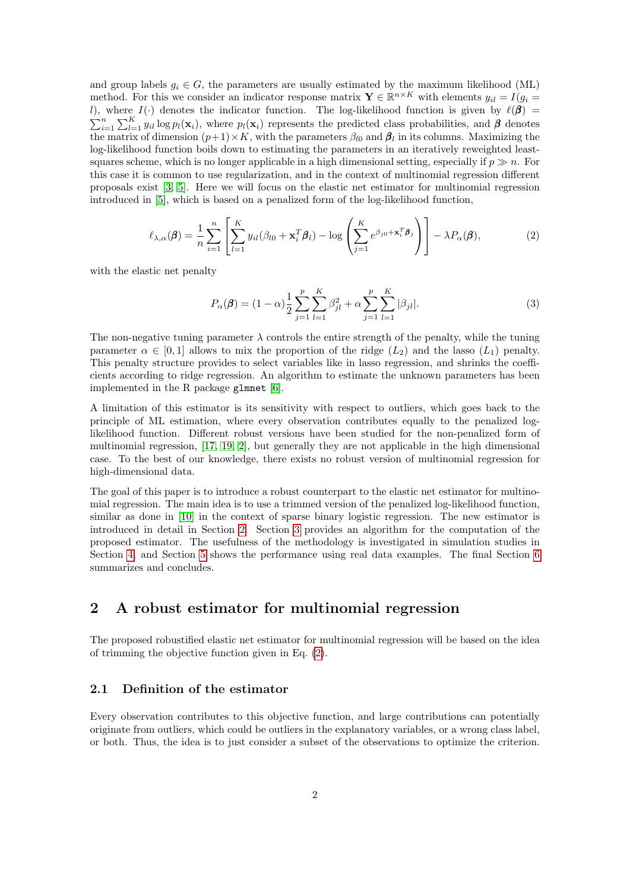and group labels $g_i \in G$, the parameters are usually estimated by the maximum likelihood (ML) method. For this we consider an indicator response matrix $\mathbf{Y} \in \mathbb{R}^{n \times K}$ with elements $y_{il} = I(g_i = l)$, where $I(\cdot)$ denotes the indicator function. The log-likelihood function is given by $\ell(\boldsymbol{\beta}) = \sum_{i=1}^{n} \sum_{l=1}^{K} y_{il} \log p_l(\mathbf{x}_i)$, where $p_l(\mathbf{x}_i)$ represents the predicted class probabilities, and $\boldsymbol{\beta}$ denotes the matrix of dimension $(p+1) \times K$, with the parameters $\beta_{l0}$ and $\boldsymbol{\beta}_l$ in its columns. Maximizing the log-likelihood function boils down to estimating the parameters in an iteratively reweighted least-squares scheme, which is no longer applicable in a high dimensional setting, especially if $p \gg n$. For this case it is common to use regularization, and in the context of multinomial regression different proposals exist [3, 5]. Here we will focus on the elastic net estimator for multinomial regression introduced in [5], which is based on a penalized form of the log-likelihood function,

$$\ell_{\lambda,\alpha}(\boldsymbol{\beta}) = \frac{1}{n} \sum_{i=1}^{n} \left[ \sum_{l=1}^{K} y_{il}(\beta_{l0} + \mathbf{x}_i^T \boldsymbol{\beta}_l) - \log \left( \sum_{j=1}^{K} e^{\beta_{j0} + \mathbf{x}_i^T \boldsymbol{\beta}_j} \right) \right] - \lambda P_\alpha(\boldsymbol{\beta}), \tag{2}$$

with the elastic net penalty

$$P_\alpha(\boldsymbol{\beta}) = (1-\alpha) \frac{1}{2} \sum_{j=1}^{p} \sum_{l=1}^{K} \beta_{jl}^2 + \alpha \sum_{j=1}^{p} \sum_{l=1}^{K} |\beta_{jl}|. \tag{3}$$

The non-negative tuning parameter $\lambda$ controls the entire strength of the penalty, while the tuning parameter $\alpha \in [0, 1]$ allows to mix the proportion of the ridge ($L_2$) and the lasso ($L_1$) penalty. This penalty structure provides to select variables like in lasso regression, and shrinks the coefficients according to ridge regression. An algorithm to estimate the unknown parameters has been implemented in the R package `glmnet` [6].

A limitation of this estimator is its sensitivity with respect to outliers, which goes back to the principle of ML estimation, where every observation contributes equally to the penalized log-likelihood function. Different robust versions have been studied for the non-penalized form of multinomial regression, [17, 19, 2], but generally they are not applicable in the high dimensional case. To the best of our knowledge, there exists no robust version of multinomial regression for high-dimensional data.

The goal of this paper is to introduce a robust counterpart to the elastic net estimator for multinomial regression. The main idea is to use a trimmed version of the penalized log-likelihood function, similar as done in [10] in the context of sparse binary logistic regression. The new estimator is introduced in detail in Section 2. Section 3 provides an algorithm for the computation of the proposed estimator. The usefulness of the methodology is investigated in simulation studies in Section 4, and Section 5 shows the performance using real data examples. The final Section 6 summarizes and concludes.

## 2 A robust estimator for multinomial regression

The proposed robustified elastic net estimator for multinomial regression will be based on the idea of trimming the objective function given in Eq. (2).

### 2.1 Definition of the estimator

Every observation contributes to this objective function, and large contributions can potentially originate from outliers, which could be outliers in the explanatory variables, or a wrong class label, or both. Thus, the idea is to just consider a subset of the observations to optimize the criterion.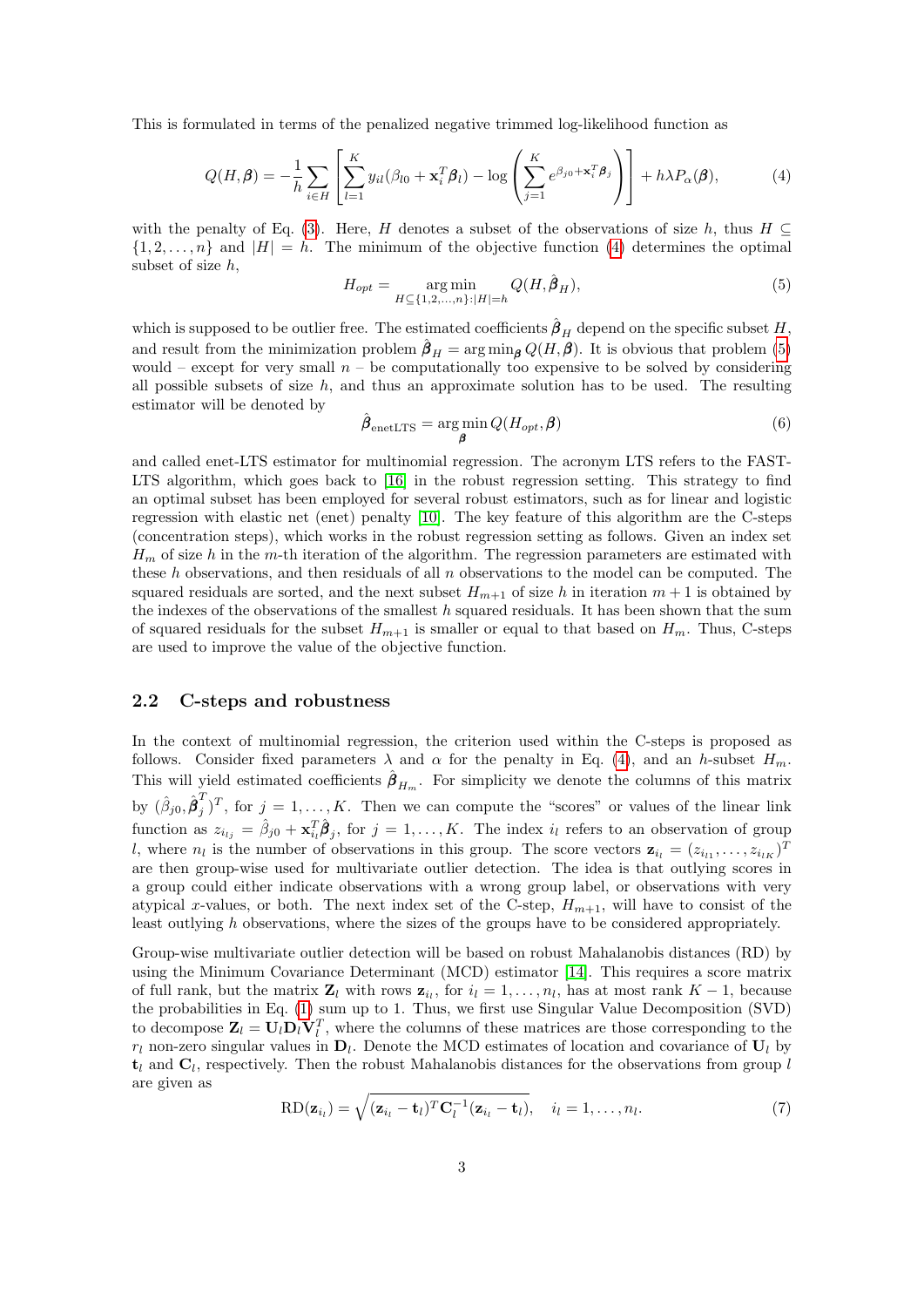This is formulated in terms of the penalized negative trimmed log-likelihood function as

$$Q(H,\boldsymbol{\beta}) = -\frac{1}{h}\sum_{i\in H}\left[\sum_{l=1}^{K} y_{il}(\beta_{l0} + \mathbf{x}_i^T\boldsymbol{\beta}_l) - \log\left(\sum_{j=1}^{K} e^{\beta_{j0}+\mathbf{x}_i^T\boldsymbol{\beta}_j}\right)\right] + h\lambda P_\alpha(\boldsymbol{\beta}), \tag{4}$$

with the penalty of Eq. (3). Here, $H$ denotes a subset of the observations of size $h$, thus $H \subseteq \{1,2,\ldots,n\}$ and $|H| = h$. The minimum of the objective function (4) determines the optimal subset of size $h$,

$$H_{opt} = \underset{H\subseteq\{1,2,\ldots,n\}:|H|=h}{\arg\min}\ Q(H, \hat{\boldsymbol{\beta}}_H), \tag{5}$$

which is supposed to be outlier free. The estimated coefficients $\hat{\boldsymbol{\beta}}_H$ depend on the specific subset $H$, and result from the minimization problem $\hat{\boldsymbol{\beta}}_H = \arg\min_{\boldsymbol{\beta}} Q(H,\boldsymbol{\beta})$. It is obvious that problem (5) would – except for very small $n$ – be computationally too expensive to be solved by considering all possible subsets of size $h$, and thus an approximate solution has to be used. The resulting estimator will be denoted by

$$\hat{\boldsymbol{\beta}}_{\text{enetLTS}} = \arg\min_{\boldsymbol{\beta}} Q(H_{opt}, \boldsymbol{\beta}) \tag{6}$$

and called enet-LTS estimator for multinomial regression. The acronym LTS refers to the FAST-LTS algorithm, which goes back to [16] in the robust regression setting. This strategy to find an optimal subset has been employed for several robust estimators, such as for linear and logistic regression with elastic net (enet) penalty [10]. The key feature of this algorithm are the C-steps (concentration steps), which works in the robust regression setting as follows. Given an index set $H_m$ of size $h$ in the $m$-th iteration of the algorithm. The regression parameters are estimated with these $h$ observations, and then residuals of all $n$ observations to the model can be computed. The squared residuals are sorted, and the next subset $H_{m+1}$ of size $h$ in iteration $m+1$ is obtained by the indexes of the observations of the smallest $h$ squared residuals. It has been shown that the sum of squared residuals for the subset $H_{m+1}$ is smaller or equal to that based on $H_m$. Thus, C-steps are used to improve the value of the objective function.

## 2.2 C-steps and robustness

In the context of multinomial regression, the criterion used within the C-steps is proposed as follows. Consider fixed parameters $\lambda$ and $\alpha$ for the penalty in Eq. (4), and an $h$-subset $H_m$. This will yield estimated coefficients $\hat{\boldsymbol{\beta}}_{H_m}$. For simplicity we denote the columns of this matrix by $(\hat{\beta}_{j0}, \hat{\boldsymbol{\beta}}_j^T)^T$, for $j = 1,\ldots,K$. Then we can compute the "scores" or values of the linear link function as $z_{i_{lj}} = \hat{\beta}_{j0} + \mathbf{x}_{i_l}^T\hat{\boldsymbol{\beta}}_j$, for $j = 1,\ldots,K$. The index $i_l$ refers to an observation of group $l$, where $n_l$ is the number of observations in this group. The score vectors $\mathbf{z}_{i_l} = (z_{i_{l1}},\ldots,z_{i_{lK}})^T$ are then group-wise used for multivariate outlier detection. The idea is that outlying scores in a group could either indicate observations with a wrong group label, or observations with very atypical $x$-values, or both. The next index set of the C-step, $H_{m+1}$, will have to consist of the least outlying $h$ observations, where the sizes of the groups have to be considered appropriately.

Group-wise multivariate outlier detection will be based on robust Mahalanobis distances (RD) by using the Minimum Covariance Determinant (MCD) estimator [14]. This requires a score matrix of full rank, but the matrix $\mathbf{Z}_l$ with rows $\mathbf{z}_{i_l}$, for $i_l = 1,\ldots,n_l$, has at most rank $K-1$, because the probabilities in Eq. (1) sum up to 1. Thus, we first use Singular Value Decomposition (SVD) to decompose $\mathbf{Z}_l = \mathbf{U}_l\mathbf{D}_l\mathbf{V}_l^T$, where the columns of these matrices are those corresponding to the $r_l$ non-zero singular values in $\mathbf{D}_l$. Denote the MCD estimates of location and covariance of $\mathbf{U}_l$ by $\mathbf{t}_l$ and $\mathbf{C}_l$, respectively. Then the robust Mahalanobis distances for the observations from group $l$ are given as

$$\text{RD}(\mathbf{z}_{i_l}) = \sqrt{(\mathbf{z}_{i_l} - \mathbf{t}_l)^T\mathbf{C}_l^{-1}(\mathbf{z}_{i_l} - \mathbf{t}_l)}, \quad i_l = 1,\ldots,n_l. \tag{7}$$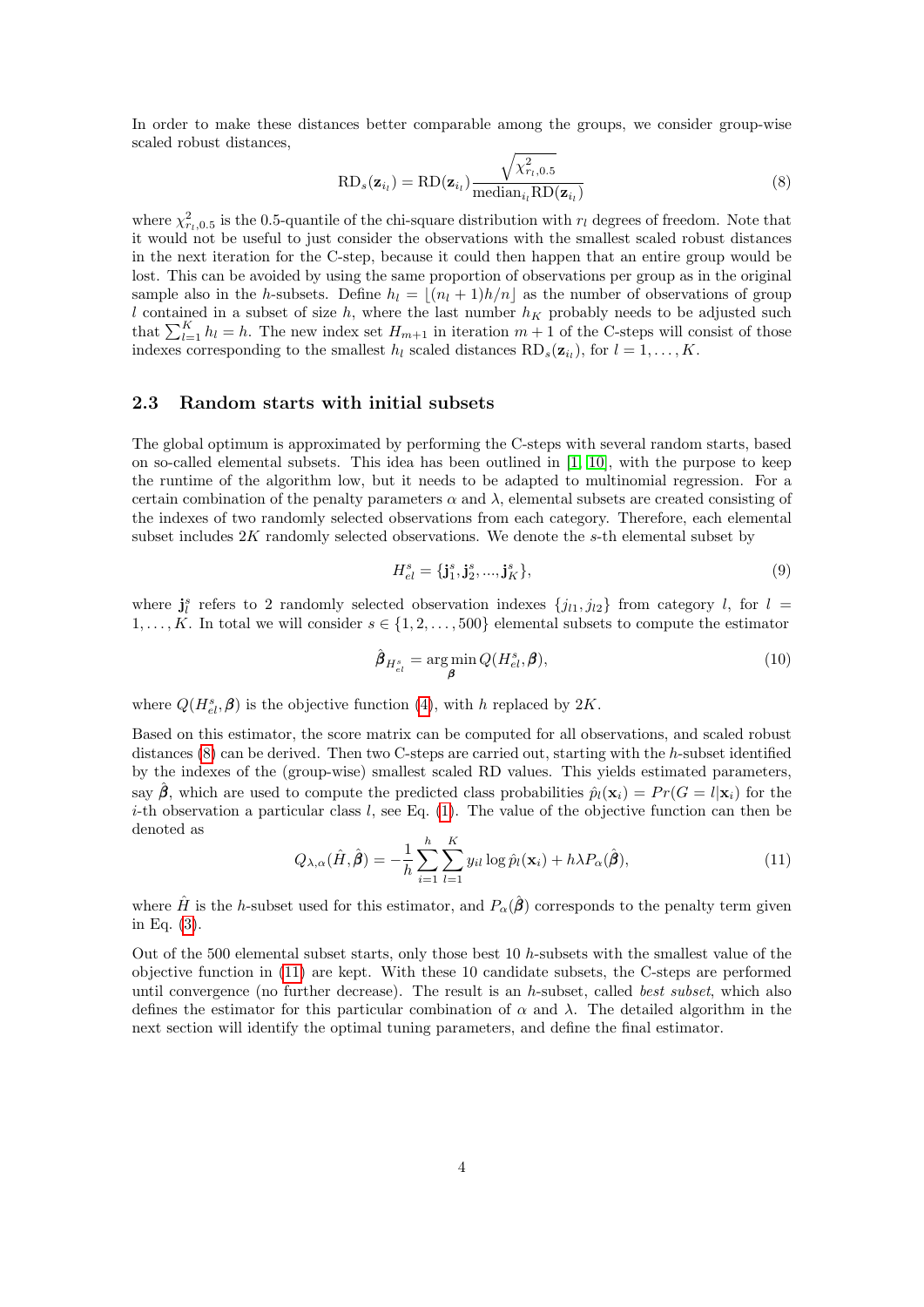In order to make these distances better comparable among the groups, we consider group-wise scaled robust distances,

$$\mathrm{RD}_s(\mathbf{z}_{i_l}) = \mathrm{RD}(\mathbf{z}_{i_l}) \frac{\sqrt{\chi^2_{r_l,0.5}}}{\mathrm{median}_{i_l}\mathrm{RD}(\mathbf{z}_{i_l})} \tag{8}$$

where $\chi^2_{r_l,0.5}$ is the 0.5-quantile of the chi-square distribution with $r_l$ degrees of freedom. Note that it would not be useful to just consider the observations with the smallest scaled robust distances in the next iteration for the C-step, because it could then happen that an entire group would be lost. This can be avoided by using the same proportion of observations per group as in the original sample also in the $h$-subsets. Define $h_l = \lfloor (n_l + 1)h/n \rfloor$ as the number of observations of group $l$ contained in a subset of size $h$, where the last number $h_K$ probably needs to be adjusted such that $\sum_{l=1}^{K} h_l = h$. The new index set $H_{m+1}$ in iteration $m+1$ of the C-steps will consist of those indexes corresponding to the smallest $h_l$ scaled distances $\mathrm{RD}_s(\mathbf{z}_{i_l})$, for $l = 1, \ldots, K$.

### 2.3 Random starts with initial subsets

The global optimum is approximated by performing the C-steps with several random starts, based on so-called elemental subsets. This idea has been outlined in [1, 10], with the purpose to keep the runtime of the algorithm low, but it needs to be adapted to multinomial regression. For a certain combination of the penalty parameters $\alpha$ and $\lambda$, elemental subsets are created consisting of the indexes of two randomly selected observations from each category. Therefore, each elemental subset includes $2K$ randomly selected observations. We denote the $s$-th elemental subset by

$$H^s_{el} = \{\mathbf{j}^s_1, \mathbf{j}^s_2, \ldots, \mathbf{j}^s_K\}, \tag{9}$$

where $\mathbf{j}^s_l$ refers to 2 randomly selected observation indexes $\{j_{l1}, j_{l2}\}$ from category $l$, for $l = 1, \ldots, K$. In total we will consider $s \in \{1, 2, \ldots, 500\}$ elemental subsets to compute the estimator

$$\hat{\boldsymbol{\beta}}_{H^s_{el}} = \arg\min_{\boldsymbol{\beta}} Q(H^s_{el}, \boldsymbol{\beta}), \tag{10}$$

where $Q(H^s_{el}, \boldsymbol{\beta})$ is the objective function (4), with $h$ replaced by $2K$.

Based on this estimator, the score matrix can be computed for all observations, and scaled robust distances (8) can be derived. Then two C-steps are carried out, starting with the $h$-subset identified by the indexes of the (group-wise) smallest scaled RD values. This yields estimated parameters, say $\hat{\boldsymbol{\beta}}$, which are used to compute the predicted class probabilities $\hat{p}_l(\mathbf{x}_i) = Pr(G = l|\mathbf{x}_i)$ for the $i$-th observation a particular class $l$, see Eq. (1). The value of the objective function can then be denoted as

$$Q_{\lambda,\alpha}(\hat{H}, \hat{\boldsymbol{\beta}}) = -\frac{1}{h} \sum_{i=1}^{h} \sum_{l=1}^{K} y_{il} \log \hat{p}_l(\mathbf{x}_i) + h\lambda P_\alpha(\hat{\boldsymbol{\beta}}), \tag{11}$$

where $\hat{H}$ is the $h$-subset used for this estimator, and $P_\alpha(\hat{\boldsymbol{\beta}})$ corresponds to the penalty term given in Eq. (3).

Out of the 500 elemental subset starts, only those best 10 $h$-subsets with the smallest value of the objective function in (11) are kept. With these 10 candidate subsets, the C-steps are performed until convergence (no further decrease). The result is an $h$-subset, called *best subset*, which also defines the estimator for this particular combination of $\alpha$ and $\lambda$. The detailed algorithm in the next section will identify the optimal tuning parameters, and define the final estimator.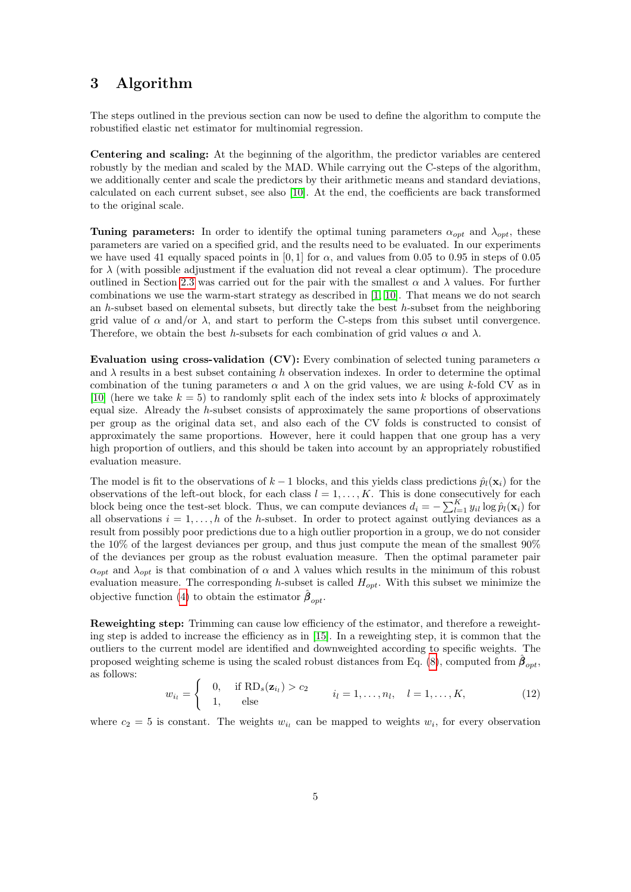# 3 Algorithm

The steps outlined in the previous section can now be used to define the algorithm to compute the robustified elastic net estimator for multinomial regression.

**Centering and scaling:** At the beginning of the algorithm, the predictor variables are centered robustly by the median and scaled by the MAD. While carrying out the C-steps of the algorithm, we additionally center and scale the predictors by their arithmetic means and standard deviations, calculated on each current subset, see also [10]. At the end, the coefficients are back transformed to the original scale.

**Tuning parameters:** In order to identify the optimal tuning parameters $\alpha_{opt}$ and $\lambda_{opt}$, these parameters are varied on a specified grid, and the results need to be evaluated. In our experiments we have used 41 equally spaced points in $[0, 1]$ for $\alpha$, and values from 0.05 to 0.95 in steps of 0.05 for $\lambda$ (with possible adjustment if the evaluation did not reveal a clear optimum). The procedure outlined in Section 2.3 was carried out for the pair with the smallest $\alpha$ and $\lambda$ values. For further combinations we use the warm-start strategy as described in [1, 10]. That means we do not search an $h$-subset based on elemental subsets, but directly take the best $h$-subset from the neighboring grid value of $\alpha$ and/or $\lambda$, and start to perform the C-steps from this subset until convergence. Therefore, we obtain the best $h$-subsets for each combination of grid values $\alpha$ and $\lambda$.

**Evaluation using cross-validation (CV):** Every combination of selected tuning parameters $\alpha$ and $\lambda$ results in a best subset containing $h$ observation indexes. In order to determine the optimal combination of the tuning parameters $\alpha$ and $\lambda$ on the grid values, we are using $k$-fold CV as in [10] (here we take $k = 5$) to randomly split each of the index sets into $k$ blocks of approximately equal size. Already the $h$-subset consists of approximately the same proportions of observations per group as the original data set, and also each of the CV folds is constructed to consist of approximately the same proportions. However, here it could happen that one group has a very high proportion of outliers, and this should be taken into account by an appropriately robustified evaluation measure.

The model is fit to the observations of $k-1$ blocks, and this yields class predictions $\hat{p}_l(\mathbf{x}_i)$ for the observations of the left-out block, for each class $l = 1, \ldots, K$. This is done consecutively for each block being once the test-set block. Thus, we can compute deviances $d_i = -\sum_{l=1}^{K} y_{il} \log \hat{p}_l(\mathbf{x}_i)$ for all observations $i = 1, \ldots, h$ of the $h$-subset. In order to protect against outlying deviances as a result from possibly poor predictions due to a high outlier proportion in a group, we do not consider the 10% of the largest deviances per group, and thus just compute the mean of the smallest 90% of the deviances per group as the robust evaluation measure. Then the optimal parameter pair $\alpha_{opt}$ and $\lambda_{opt}$ is that combination of $\alpha$ and $\lambda$ values which results in the minimum of this robust evaluation measure. The corresponding $h$-subset is called $H_{opt}$. With this subset we minimize the objective function (4) to obtain the estimator $\hat{\boldsymbol{\beta}}_{opt}$.

**Reweighting step:** Trimming can cause low efficiency of the estimator, and therefore a reweighting step is added to increase the efficiency as in [15]. In a reweighting step, it is common that the outliers to the current model are identified and downweighted according to specific weights. The proposed weighting scheme is using the scaled robust distances from Eq. (8), computed from $\hat{\boldsymbol{\beta}}_{opt}$, as follows:

$$w_{i_l} = \begin{cases} 0, & \text{if } \mathrm{RD}_s(\mathbf{z}_{i_l}) > c_2 \\ 1, & \text{else} \end{cases} \qquad i_l = 1, \ldots, n_l, \quad l = 1, \ldots, K, \tag{12}$$

where $c_2 = 5$ is constant. The weights $w_{i_l}$ can be mapped to weights $w_i$, for every observation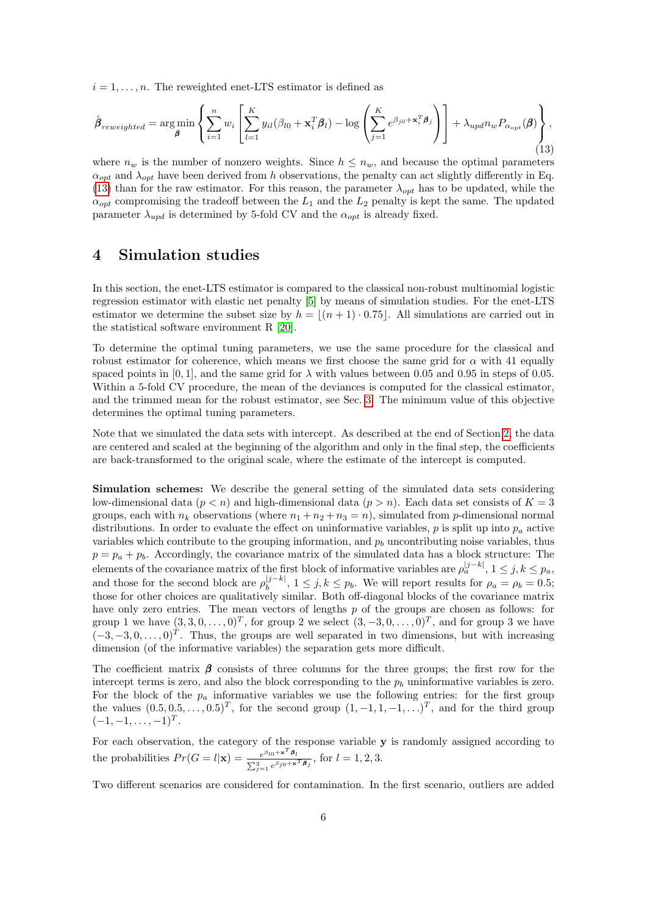$i = 1, \ldots, n$. The reweighted enet-LTS estimator is defined as

$$\hat{\boldsymbol{\beta}}_{reweighted} = \arg\min_{\boldsymbol{\beta}} \left\{ \sum_{i=1}^{n} w_i \left[ \sum_{l=1}^{K} y_{il}(\beta_{l0} + \mathbf{x}_i^T \boldsymbol{\beta}_l) - \log \left( \sum_{j=1}^{K} e^{\beta_{j0} + \mathbf{x}_i^T \boldsymbol{\beta}_j} \right) \right] + \lambda_{upd} n_w P_{\alpha_{opt}}(\boldsymbol{\beta}) \right\}, \tag{13}$$

where $n_w$ is the number of nonzero weights. Since $h \leq n_w$, and because the optimal parameters $\alpha_{opt}$ and $\lambda_{opt}$ have been derived from $h$ observations, the penalty can act slightly differently in Eq. (13) than for the raw estimator. For this reason, the parameter $\lambda_{opt}$ has to be updated, while the $\alpha_{opt}$ compromising the tradeoff between the $L_1$ and the $L_2$ penalty is kept the same. The updated parameter $\lambda_{upd}$ is determined by 5-fold CV and the $\alpha_{opt}$ is already fixed.

# 4 Simulation studies

In this section, the enet-LTS estimator is compared to the classical non-robust multinomial logistic regression estimator with elastic net penalty [5] by means of simulation studies. For the enet-LTS estimator we determine the subset size by $h = \lfloor (n+1) \cdot 0.75 \rfloor$. All simulations are carried out in the statistical software environment R [20].

To determine the optimal tuning parameters, we use the same procedure for the classical and robust estimator for coherence, which means we first choose the same grid for $\alpha$ with 41 equally spaced points in $[0, 1]$, and the same grid for $\lambda$ with values between 0.05 and 0.95 in steps of 0.05. Within a 5-fold CV procedure, the mean of the deviances is computed for the classical estimator, and the trimmed mean for the robust estimator, see Sec. 3. The minimum value of this objective determines the optimal tuning parameters.

Note that we simulated the data sets with intercept. As described at the end of Section 2, the data are centered and scaled at the beginning of the algorithm and only in the final step, the coefficients are back-transformed to the original scale, where the estimate of the intercept is computed.

**Simulation schemes:** We describe the general setting of the simulated data sets considering low-dimensional data ($p < n$) and high-dimensional data ($p > n$). Each data set consists of $K = 3$ groups, each with $n_k$ observations (where $n_1 + n_2 + n_3 = n$), simulated from $p$-dimensional normal distributions. In order to evaluate the effect on uninformative variables, $p$ is split up into $p_a$ active variables which contribute to the grouping information, and $p_b$ uncontributing noise variables, thus $p = p_a + p_b$. Accordingly, the covariance matrix of the simulated data has a block structure: The elements of the covariance matrix of the first block of informative variables are $\rho_a^{|j-k|}$, $1 \leq j, k \leq p_a$, and those for the second block are $\rho_b^{|j-k|}$, $1 \leq j, k \leq p_b$. We will report results for $\rho_a = \rho_b = 0.5$; those for other choices are qualitatively similar. Both off-diagonal blocks of the covariance matrix have only zero entries. The mean vectors of lengths $p$ of the groups are chosen as follows: for group 1 we have $(3, 3, 0, \ldots, 0)^T$, for group 2 we select $(3, -3, 0, \ldots, 0)^T$, and for group 3 we have $(-3, -3, 0, \ldots, 0)^T$. Thus, the groups are well separated in two dimensions, but with increasing dimension (of the informative variables) the separation gets more difficult.

The coefficient matrix $\boldsymbol{\beta}$ consists of three columns for the three groups; the first row for the intercept terms is zero, and also the block corresponding to the $p_b$ uninformative variables is zero. For the block of the $p_a$ informative variables we use the following entries: for the first group the values $(0.5, 0.5, \ldots, 0.5)^T$, for the second group $(1, -1, 1, -1, \ldots)^T$, and for the third group $(-1, -1, \ldots, -1)^T$.

For each observation, the category of the response variable $\mathbf{y}$ is randomly assigned according to the probabilities $Pr(G = l|\mathbf{x}) = \frac{e^{\beta_{l0} + \mathbf{x}^T \boldsymbol{\beta}_l}}{\sum_{j=1}^{3} e^{\beta_{j0} + \mathbf{x}^T \boldsymbol{\beta}_j}}$, for $l = 1, 2, 3$.

Two different scenarios are considered for contamination. In the first scenario, outliers are added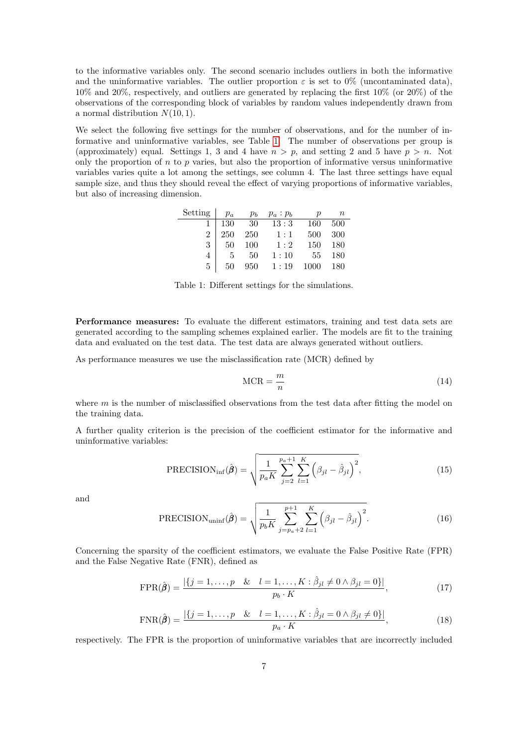to the informative variables only. The second scenario includes outliers in both the informative and the uninformative variables. The outlier proportion $\varepsilon$ is set to 0% (uncontaminated data), 10% and 20%, respectively, and outliers are generated by replacing the first 10% (or 20%) of the observations of the corresponding block of variables by random values independently drawn from a normal distribution $N(10, 1)$.

We select the following five settings for the number of observations, and for the number of informative and uninformative variables, see Table 1. The number of observations per group is (approximately) equal. Settings 1, 3 and 4 have $n > p$, and setting 2 and 5 have $p > n$. Not only the proportion of $n$ to $p$ varies, but also the proportion of informative versus uninformative variables varies quite a lot among the settings, see column 4. The last three settings have equal sample size, and thus they should reveal the effect of varying proportions of informative variables, but also of increasing dimension.

| Setting | $p_a$ | $p_b$ | $p_a : p_b$ | $p$ | $n$ |
|---|---|---|---|---|---|
| 1 | 130 | 30 | 13 : 3 | 160 | 500 |
| 2 | 250 | 250 | 1 : 1 | 500 | 300 |
| 3 | 50 | 100 | 1 : 2 | 150 | 180 |
| 4 | 5 | 50 | 1 : 10 | 55 | 180 |
| 5 | 50 | 950 | 1 : 19 | 1000 | 180 |

Table 1: Different settings for the simulations.

**Performance measures:** To evaluate the different estimators, training and test data sets are generated according to the sampling schemes explained earlier. The models are fit to the training data and evaluated on the test data. The test data are always generated without outliers.

As performance measures we use the misclassification rate (MCR) defined by

$$\text{MCR} = \frac{m}{n} \tag{14}$$

where $m$ is the number of misclassified observations from the test data after fitting the model on the training data.

A further quality criterion is the precision of the coefficient estimator for the informative and uninformative variables:

$$\text{PRECISION}_{\text{inf}}(\hat{\boldsymbol{\beta}}) = \sqrt{\frac{1}{p_a K} \sum_{j=2}^{p_a+1} \sum_{l=1}^{K} \left(\beta_{jl} - \hat{\beta}_{jl}\right)^2}, \tag{15}$$

and

$$\text{PRECISION}_{\text{uninf}}(\hat{\boldsymbol{\beta}}) = \sqrt{\frac{1}{p_b K} \sum_{j=p_a+2}^{p+1} \sum_{l=1}^{K} \left(\beta_{jl} - \hat{\beta}_{jl}\right)^2}. \tag{16}$$

Concerning the sparsity of the coefficient estimators, we evaluate the False Positive Rate (FPR) and the False Negative Rate (FNR), defined as

$$\text{FPR}(\hat{\boldsymbol{\beta}}) = \frac{|\{j = 1, \ldots, p \quad \& \quad l = 1, \ldots, K : \hat{\beta}_{jl} \neq 0 \wedge \beta_{jl} = 0\}|}{p_b \cdot K}, \tag{17}$$

$$\text{FNR}(\hat{\boldsymbol{\beta}}) = \frac{|\{j = 1, \ldots, p \quad \& \quad l = 1, \ldots, K : \hat{\beta}_{jl} = 0 \wedge \beta_{jl} \neq 0\}|}{p_a \cdot K}, \tag{18}$$

respectively. The FPR is the proportion of uninformative variables that are incorrectly included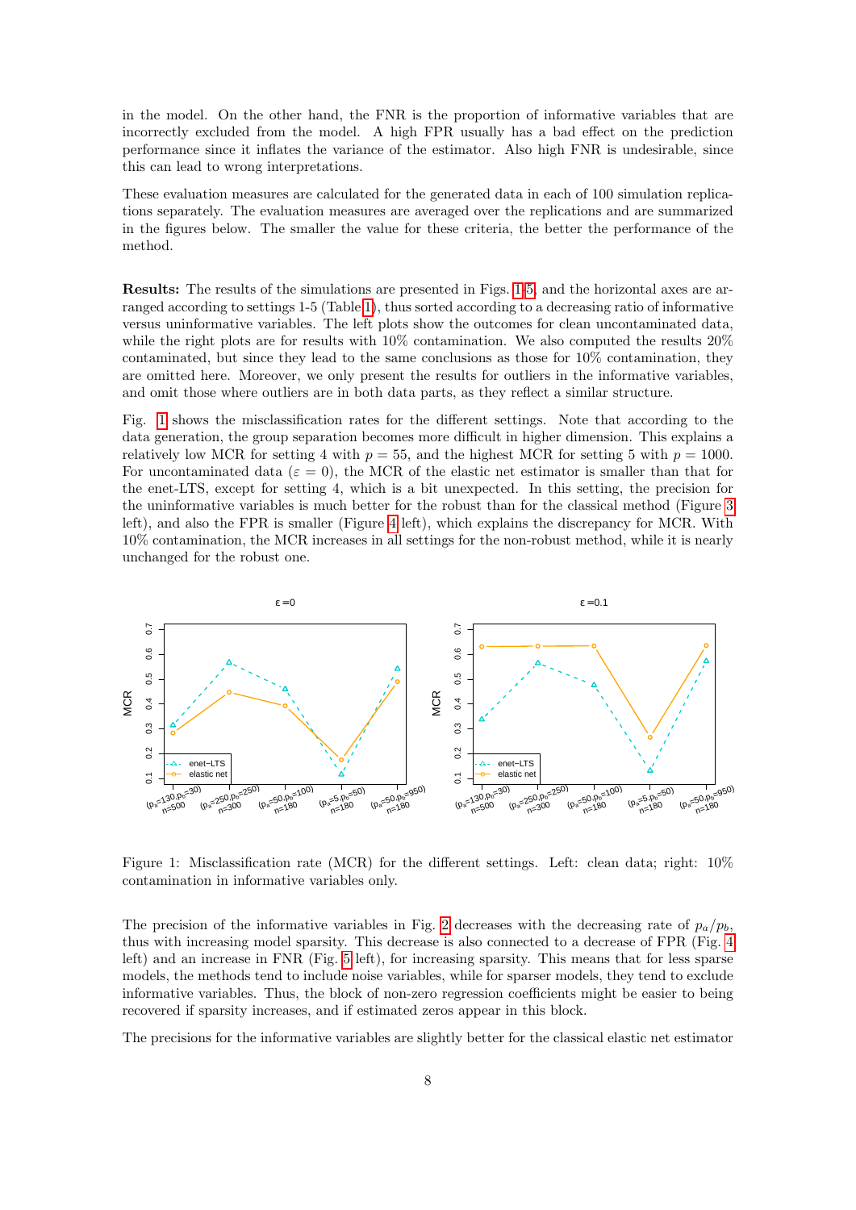in the model. On the other hand, the FNR is the proportion of informative variables that are incorrectly excluded from the model. A high FPR usually has a bad effect on the prediction performance since it inflates the variance of the estimator. Also high FNR is undesirable, since this can lead to wrong interpretations.

These evaluation measures are calculated for the generated data in each of 100 simulation replications separately. The evaluation measures are averaged over the replications and are summarized in the figures below. The smaller the value for these criteria, the better the performance of the method.

**Results:** The results of the simulations are presented in Figs. 1-5, and the horizontal axes are arranged according to settings 1-5 (Table 1), thus sorted according to a decreasing ratio of informative versus uninformative variables. The left plots show the outcomes for clean uncontaminated data, while the right plots are for results with 10% contamination. We also computed the results 20% contaminated, but since they lead to the same conclusions as those for 10% contamination, they are omitted here. Moreover, we only present the results for outliers in the informative variables, and omit those where outliers are in both data parts, as they reflect a similar structure.

Fig. 1 shows the misclassification rates for the different settings. Note that according to the data generation, the group separation becomes more difficult in higher dimension. This explains a relatively low MCR for setting 4 with $p = 55$, and the highest MCR for setting 5 with $p = 1000$. For uncontaminated data ($\varepsilon = 0$), the MCR of the elastic net estimator is smaller than that for the enet-LTS, except for setting 4, which is a bit unexpected. In this setting, the precision for the uninformative variables is much better for the robust than for the classical method (Figure 3 left), and also the FPR is smaller (Figure 4 left), which explains the discrepancy for MCR. With 10% contamination, the MCR increases in all settings for the non-robust method, while it is nearly unchanged for the robust one.

Figure 1: Misclassification rate (MCR) for the different settings. Left: clean data; right: 10% contamination in informative variables only.

The precision of the informative variables in Fig. 2 decreases with the decreasing rate of $p_a/p_b$, thus with increasing model sparsity. This decrease is also connected to a decrease of FPR (Fig. 4 left) and an increase in FNR (Fig. 5 left), for increasing sparsity. This means that for less sparse models, the methods tend to include noise variables, while for sparser models, they tend to exclude informative variables. Thus, the block of non-zero regression coefficients might be easier to being recovered if sparsity increases, and if estimated zeros appear in this block.

The precisions for the informative variables are slightly better for the classical elastic net estimator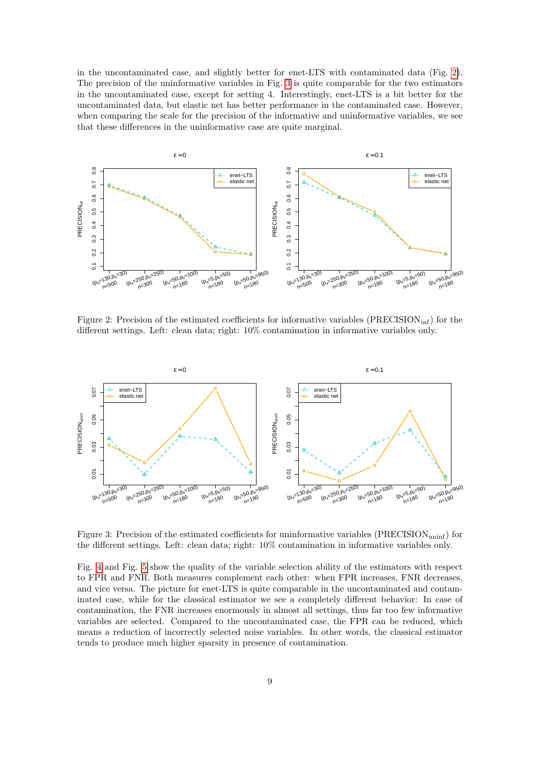in the uncontaminated case, and slightly better for enet-LTS with contaminated data (Fig. 2). The precision of the uninformative variables in Fig. 3 is quite comparable for the two estimators in the uncontaminated case, except for setting 4. Interestingly, enet-LTS is a bit better for the uncontaminated data, but elastic net has better performance in the contaminated case. However, when comparing the scale for the precision of the informative and uninformative variables, we see that these differences in the uninformative case are quite marginal.

Figure 2: Precision of the estimated coefficients for informative variables ($\text{PRECISION}_{\text{inf}}$) for the different settings. Left: clean data; right: 10% contamination in informative variables only.

Figure 3: Precision of the estimated coefficients for uninformative variables ($\text{PRECISION}_{\text{uninf}}$) for the different settings. Left: clean data; right: 10% contamination in informative variables only.

Fig. 4 and Fig. 5 show the quality of the variable selection ability of the estimators with respect to FPR and FNR. Both measures complement each other: when FPR increases, FNR decreases, and vice versa. The picture for enet-LTS is quite comparable in the uncontaminated and contaminated case, while for the classical estimator we see a completely different behavior: In case of contamination, the FNR increases enormously in almost all settings, thus far too few informative variables are selected. Compared to the uncontaminated case, the FPR can be reduced, which means a reduction of incorrectly selected noise variables. In other words, the classical estimator tends to produce much higher sparsity in presence of contamination.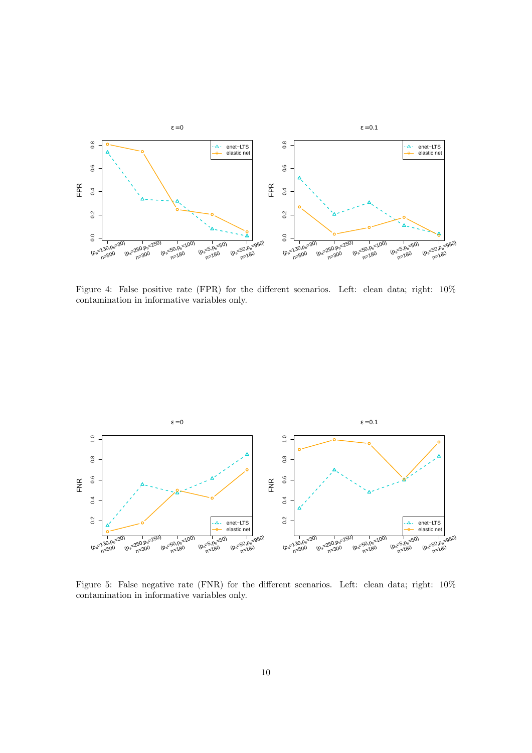Figure 4: False positive rate (FPR) for the different scenarios. Left: clean data; right: 10% contamination in informative variables only.

Figure 5: False negative rate (FNR) for the different scenarios. Left: clean data; right: 10% contamination in informative variables only.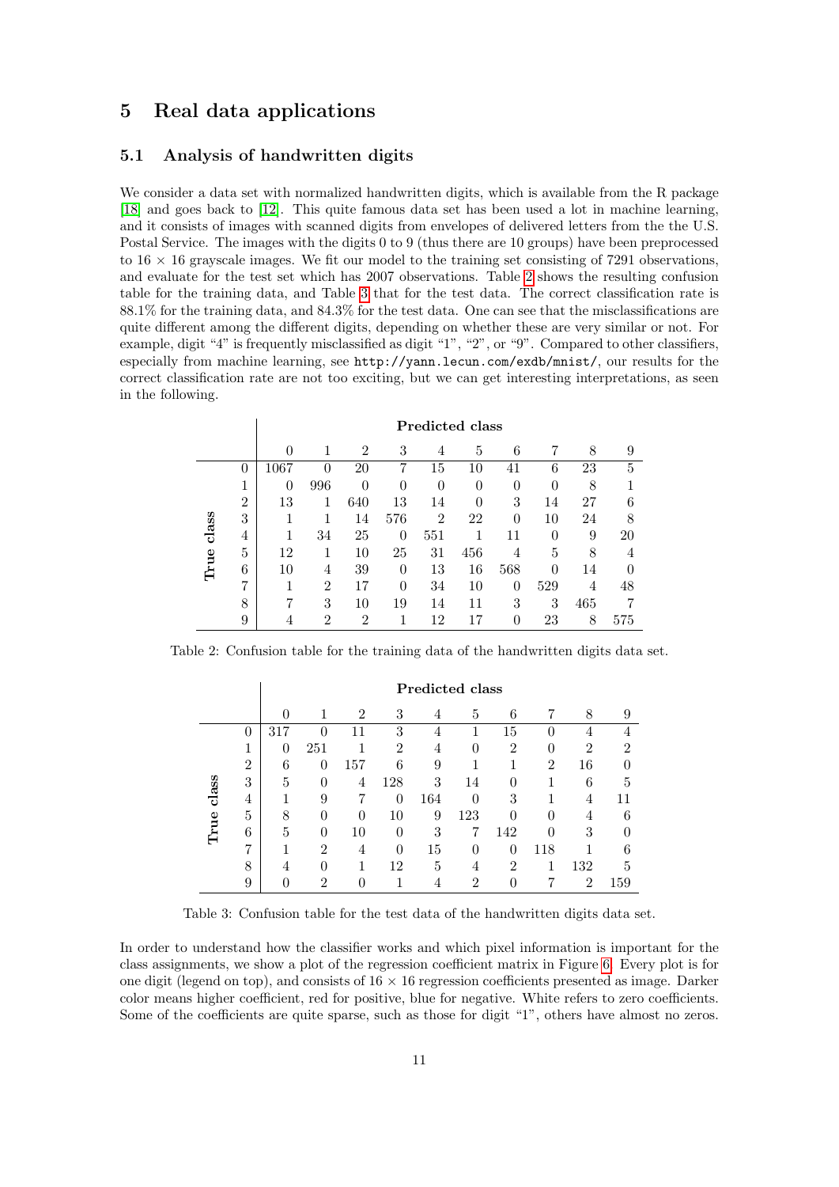## 5 Real data applications

### 5.1 Analysis of handwritten digits

We consider a data set with normalized handwritten digits, which is available from the R package [18] and goes back to [12]. This quite famous data set has been used a lot in machine learning, and it consists of images with scanned digits from envelopes of delivered letters from the the U.S. Postal Service. The images with the digits 0 to 9 (thus there are 10 groups) have been preprocessed to $16 \times 16$ grayscale images. We fit our model to the training set consisting of 7291 observations, and evaluate for the test set which has 2007 observations. Table 2 shows the resulting confusion table for the training data, and Table 3 that for the test data. The correct classification rate is 88.1% for the training data, and 84.3% for the test data. One can see that the misclassifications are quite different among the different digits, depending on whether these are very similar or not. For example, digit "4" is frequently misclassified as digit "1", "2", or "9". Compared to other classifiers, especially from machine learning, see `http://yann.lecun.com/exdb/mnist/`, our results for the correct classification rate are not too exciting, but we can get interesting interpretations, as seen in the following.

| | | **Predicted class** | | | | | | | | | |
|---|---|---|---|---|---|---|---|---|---|---|---|
| | | 0 | 1 | 2 | 3 | 4 | 5 | 6 | 7 | 8 | 9 |
| **True class** | 0 | 1067 | 0 | 20 | 7 | 15 | 10 | 41 | 6 | 23 | 5 |
| | 1 | 0 | 996 | 0 | 0 | 0 | 0 | 0 | 0 | 8 | 1 |
| | 2 | 13 | 1 | 640 | 13 | 14 | 0 | 3 | 14 | 27 | 6 |
| | 3 | 1 | 1 | 14 | 576 | 2 | 22 | 0 | 10 | 24 | 8 |
| | 4 | 1 | 34 | 25 | 0 | 551 | 1 | 11 | 0 | 9 | 20 |
| | 5 | 12 | 1 | 10 | 25 | 31 | 456 | 4 | 5 | 8 | 4 |
| | 6 | 10 | 4 | 39 | 0 | 13 | 16 | 568 | 0 | 14 | 0 |
| | 7 | 1 | 2 | 17 | 0 | 34 | 10 | 0 | 529 | 4 | 48 |
| | 8 | 7 | 3 | 10 | 19 | 14 | 11 | 3 | 3 | 465 | 7 |
| | 9 | 4 | 2 | 2 | 1 | 12 | 17 | 0 | 23 | 8 | 575 |

Table 2: Confusion table for the training data of the handwritten digits data set.

| | | **Predicted class** | | | | | | | | | |
|---|---|---|---|---|---|---|---|---|---|---|---|
| | | 0 | 1 | 2 | 3 | 4 | 5 | 6 | 7 | 8 | 9 |
| **True class** | 0 | 317 | 0 | 11 | 3 | 4 | 1 | 15 | 0 | 4 | 4 |
| | 1 | 0 | 251 | 1 | 2 | 4 | 0 | 2 | 0 | 2 | 2 |
| | 2 | 6 | 0 | 157 | 6 | 9 | 1 | 1 | 2 | 16 | 0 |
| | 3 | 5 | 0 | 4 | 128 | 3 | 14 | 0 | 1 | 6 | 5 |
| | 4 | 1 | 9 | 7 | 0 | 164 | 0 | 3 | 1 | 4 | 11 |
| | 5 | 8 | 0 | 0 | 10 | 9 | 123 | 0 | 0 | 4 | 6 |
| | 6 | 5 | 0 | 10 | 0 | 3 | 7 | 142 | 0 | 3 | 0 |
| | 7 | 1 | 2 | 4 | 0 | 15 | 0 | 0 | 118 | 1 | 6 |
| | 8 | 4 | 0 | 1 | 12 | 5 | 4 | 2 | 1 | 132 | 5 |
| | 9 | 0 | 2 | 0 | 1 | 4 | 2 | 0 | 7 | 2 | 159 |

Table 3: Confusion table for the test data of the handwritten digits data set.

In order to understand how the classifier works and which pixel information is important for the class assignments, we show a plot of the regression coefficient matrix in Figure 6. Every plot is for one digit (legend on top), and consists of $16 \times 16$ regression coefficients presented as image. Darker color means higher coefficient, red for positive, blue for negative. White refers to zero coefficients. Some of the coefficients are quite sparse, such as those for digit "1", others have almost no zeros.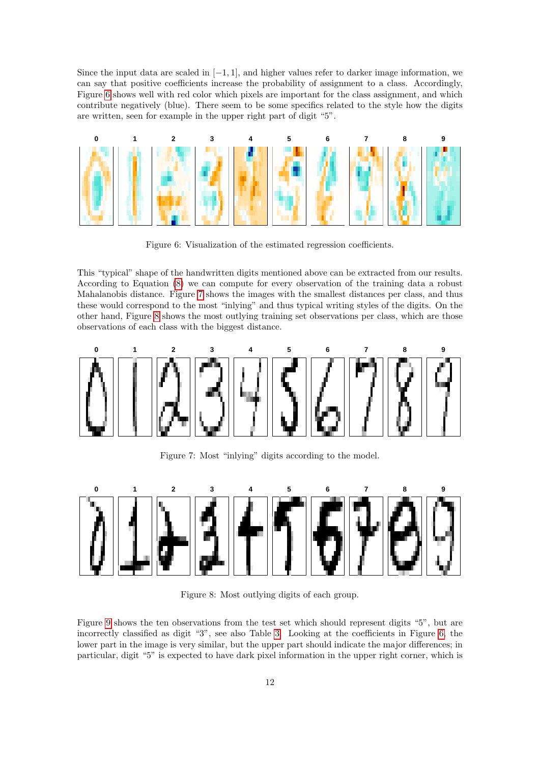Since the input data are scaled in $[-1, 1]$, and higher values refer to darker image information, we can say that positive coefficients increase the probability of assignment to a class. Accordingly, Figure 6 shows well with red color which pixels are important for the class assignment, and which contribute negatively (blue). There seem to be some specifics related to the style how the digits are written, seen for example in the upper right part of digit "5".

Figure 6: Visualization of the estimated regression coefficients.

This "typical" shape of the handwritten digits mentioned above can be extracted from our results. According to Equation (8) we can compute for every observation of the training data a robust Mahalanobis distance. Figure 7 shows the images with the smallest distances per class, and thus these would correspond to the most "inlying" and thus typical writing styles of the digits. On the other hand, Figure 8 shows the most outlying training set observations per class, which are those observations of each class with the biggest distance.

Figure 7: Most "inlying" digits according to the model.

Figure 8: Most outlying digits of each group.

Figure 9 shows the ten observations from the test set which should represent digits "5", but are incorrectly classified as digit "3", see also Table 3. Looking at the coefficients in Figure 6, the lower part in the image is very similar, but the upper part should indicate the major differences; in particular, digit "5" is expected to have dark pixel information in the upper right corner, which is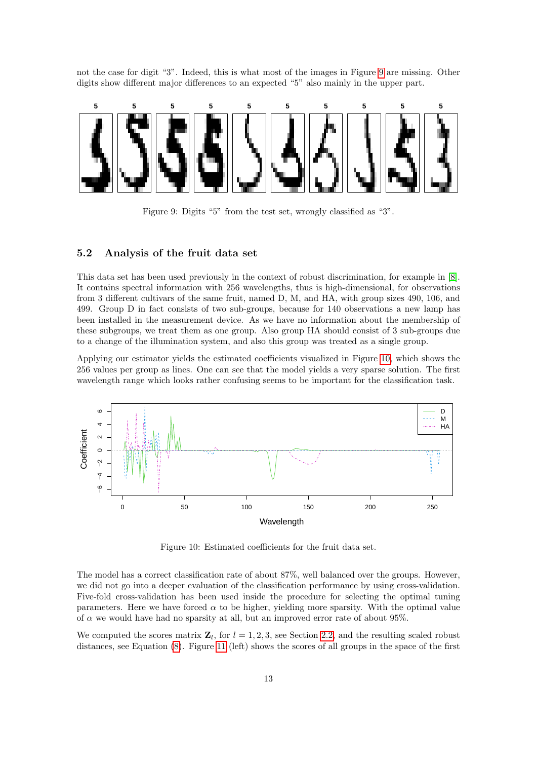not the case for digit “3”. Indeed, this is what most of the images in Figure 9 are missing. Other digits show different major differences to an expected “5” also mainly in the upper part.

Figure 9: Digits “5” from the test set, wrongly classified as “3”.

### 5.2 Analysis of the fruit data set

This data set has been used previously in the context of robust discrimination, for example in [8]. It contains spectral information with 256 wavelengths, thus is high-dimensional, for observations from 3 different cultivars of the same fruit, named D, M, and HA, with group sizes 490, 106, and 499. Group D in fact consists of two sub-groups, because for 140 observations a new lamp has been installed in the measurement device. As we have no information about the membership of these subgroups, we treat them as one group. Also group HA should consist of 3 sub-groups due to a change of the illumination system, and also this group was treated as a single group.

Applying our estimator yields the estimated coefficients visualized in Figure 10, which shows the 256 values per group as lines. One can see that the model yields a very sparse solution. The first wavelength range which looks rather confusing seems to be important for the classification task.

Figure 10: Estimated coefficients for the fruit data set.

The model has a correct classification rate of about 87%, well balanced over the groups. However, we did not go into a deeper evaluation of the classification performance by using cross-validation. Five-fold cross-validation has been used inside the procedure for selecting the optimal tuning parameters. Here we have forced $\alpha$ to be higher, yielding more sparsity. With the optimal value of $\alpha$ we would have had no sparsity at all, but an improved error rate of about 95%.

We computed the scores matrix $\mathbf{Z}_l$, for $l = 1, 2, 3$, see Section 2.2, and the resulting scaled robust distances, see Equation (8). Figure 11 (left) shows the scores of all groups in the space of the first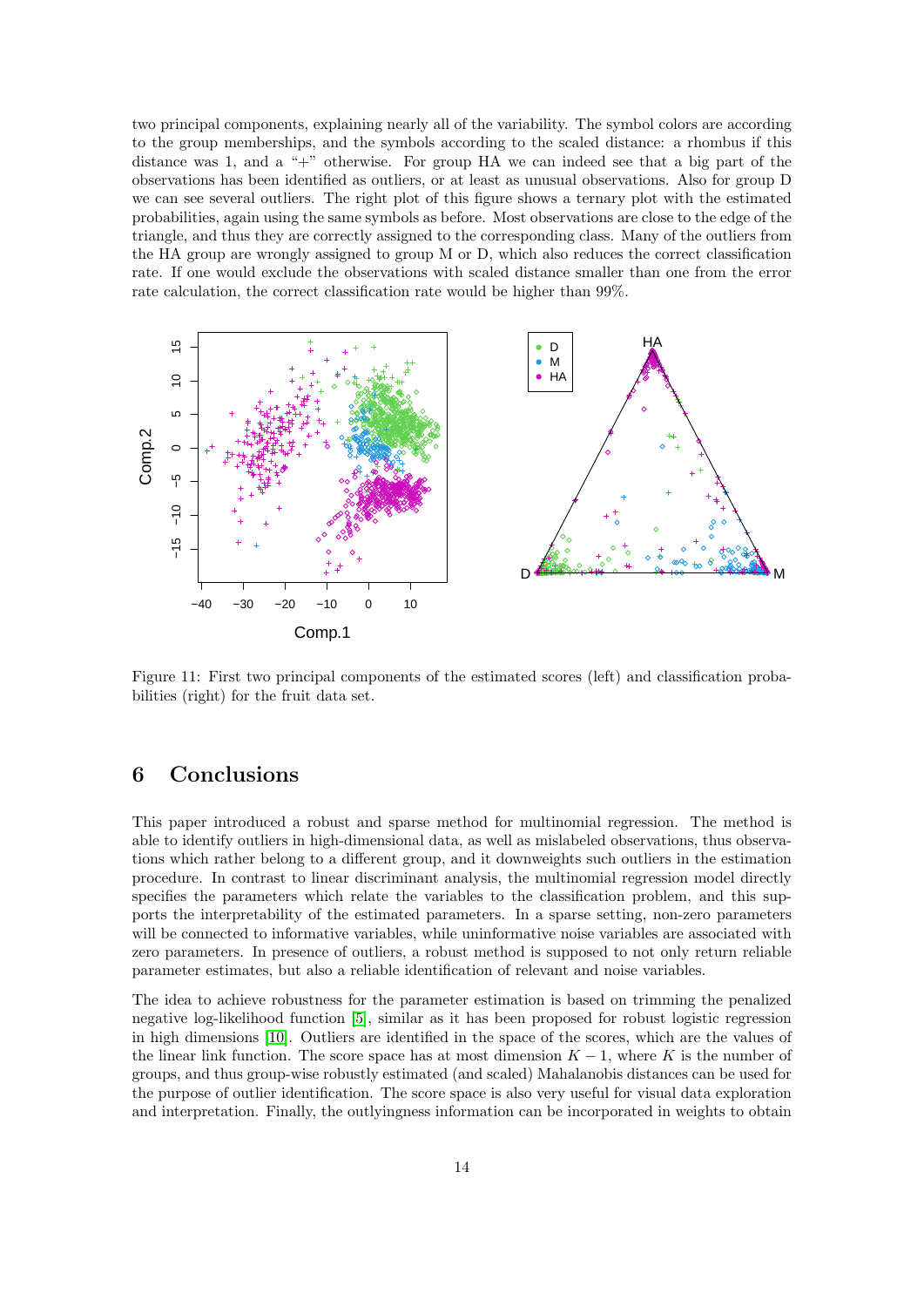two principal components, explaining nearly all of the variability. The symbol colors are according to the group memberships, and the symbols according to the scaled distance: a rhombus if this distance was 1, and a "+" otherwise. For group HA we can indeed see that a big part of the observations has been identified as outliers, or at least as unusual observations. Also for group D we can see several outliers. The right plot of this figure shows a ternary plot with the estimated probabilities, again using the same symbols as before. Most observations are close to the edge of the triangle, and thus they are correctly assigned to the corresponding class. Many of the outliers from the HA group are wrongly assigned to group M or D, which also reduces the correct classification rate. If one would exclude the observations with scaled distance smaller than one from the error rate calculation, the correct classification rate would be higher than 99%.

Figure 11: First two principal components of the estimated scores (left) and classification probabilities (right) for the fruit data set.

## 6 Conclusions

This paper introduced a robust and sparse method for multinomial regression. The method is able to identify outliers in high-dimensional data, as well as mislabeled observations, thus observations which rather belong to a different group, and it downweights such outliers in the estimation procedure. In contrast to linear discriminant analysis, the multinomial regression model directly specifies the parameters which relate the variables to the classification problem, and this supports the interpretability of the estimated parameters. In a sparse setting, non-zero parameters will be connected to informative variables, while uninformative noise variables are associated with zero parameters. In presence of outliers, a robust method is supposed to not only return reliable parameter estimates, but also a reliable identification of relevant and noise variables.

The idea to achieve robustness for the parameter estimation is based on trimming the penalized negative log-likelihood function [5], similar as it has been proposed for robust logistic regression in high dimensions [10]. Outliers are identified in the space of the scores, which are the values of the linear link function. The score space has at most dimension $K - 1$, where $K$ is the number of groups, and thus group-wise robustly estimated (and scaled) Mahalanobis distances can be used for the purpose of outlier identification. The score space is also very useful for visual data exploration and interpretation. Finally, the outlyingness information can be incorporated in weights to obtain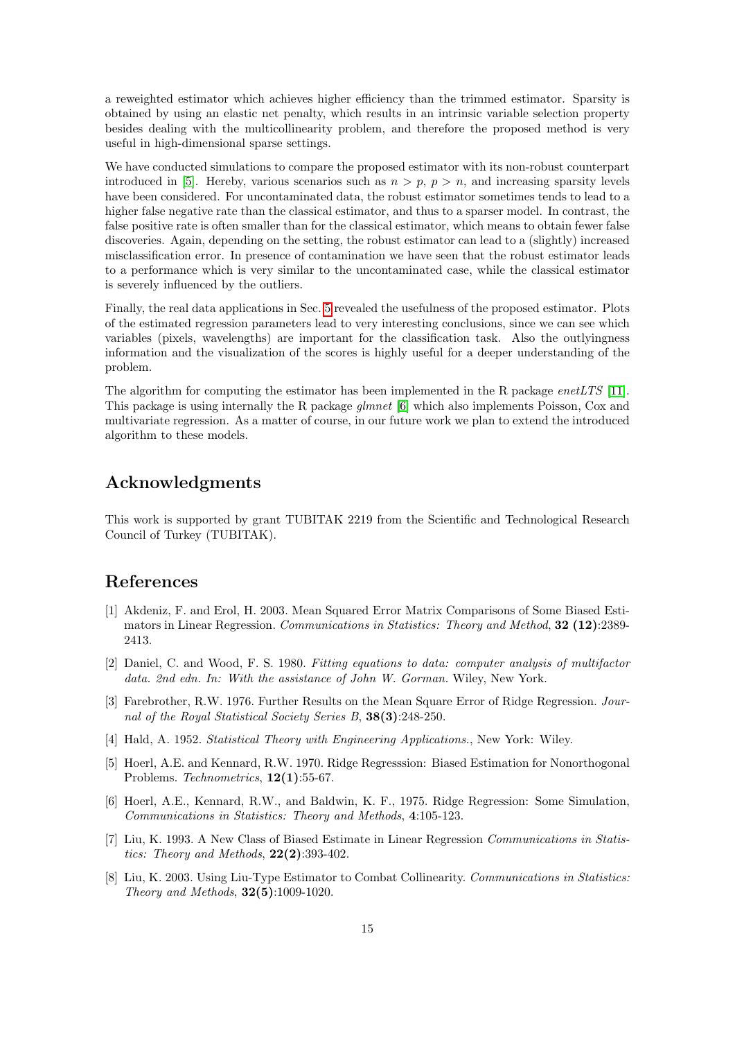a reweighted estimator which achieves higher efficiency than the trimmed estimator. Sparsity is obtained by using an elastic net penalty, which results in an intrinsic variable selection property besides dealing with the multicollinearity problem, and therefore the proposed method is very useful in high-dimensional sparse settings.

We have conducted simulations to compare the proposed estimator with its non-robust counterpart introduced in [5]. Hereby, various scenarios such as $n > p$, $p > n$, and increasing sparsity levels have been considered. For uncontaminated data, the robust estimator sometimes tends to lead to a higher false negative rate than the classical estimator, and thus to a sparser model. In contrast, the false positive rate is often smaller than for the classical estimator, which means to obtain fewer false discoveries. Again, depending on the setting, the robust estimator can lead to a (slightly) increased misclassification error. In presence of contamination we have seen that the robust estimator leads to a performance which is very similar to the uncontaminated case, while the classical estimator is severely influenced by the outliers.

Finally, the real data applications in Sec. 5 revealed the usefulness of the proposed estimator. Plots of the estimated regression parameters lead to very interesting conclusions, since we can see which variables (pixels, wavelengths) are important for the classification task. Also the outlyingness information and the visualization of the scores is highly useful for a deeper understanding of the problem.

The algorithm for computing the estimator has been implemented in the R package *enetLTS* [11]. This package is using internally the R package *glmnet* [6] which also implements Poisson, Cox and multivariate regression. As a matter of course, in our future work we plan to extend the introduced algorithm to these models.

## Acknowledgments

This work is supported by grant TUBITAK 2219 from the Scientific and Technological Research Council of Turkey (TUBITAK).

## References

[1] Akdeniz, F. and Erol, H. 2003. Mean Squared Error Matrix Comparisons of Some Biased Estimators in Linear Regression. *Communications in Statistics: Theory and Method*, **32 (12)**:2389-2413.

[2] Daniel, C. and Wood, F. S. 1980. *Fitting equations to data: computer analysis of multifactor data. 2nd edn. In: With the assistance of John W. Gorman.* Wiley, New York.

[3] Farebrother, R.W. 1976. Further Results on the Mean Square Error of Ridge Regression. *Journal of the Royal Statistical Society Series B*, **38(3)**:248-250.

[4] Hald, A. 1952. *Statistical Theory with Engineering Applications.*, New York: Wiley.

[5] Hoerl, A.E. and Kennard, R.W. 1970. Ridge Regresssion: Biased Estimation for Nonorthogonal Problems. *Technometrics*, **12(1)**:55-67.

[6] Hoerl, A.E., Kennard, R.W., and Baldwin, K. F., 1975. Ridge Regression: Some Simulation, *Communications in Statistics: Theory and Methods*, **4**:105-123.

[7] Liu, K. 1993. A New Class of Biased Estimate in Linear Regression *Communications in Statistics: Theory and Methods*, **22(2)**:393-402.

[8] Liu, K. 2003. Using Liu-Type Estimator to Combat Collinearity. *Communications in Statistics: Theory and Methods*, **32(5)**:1009-1020.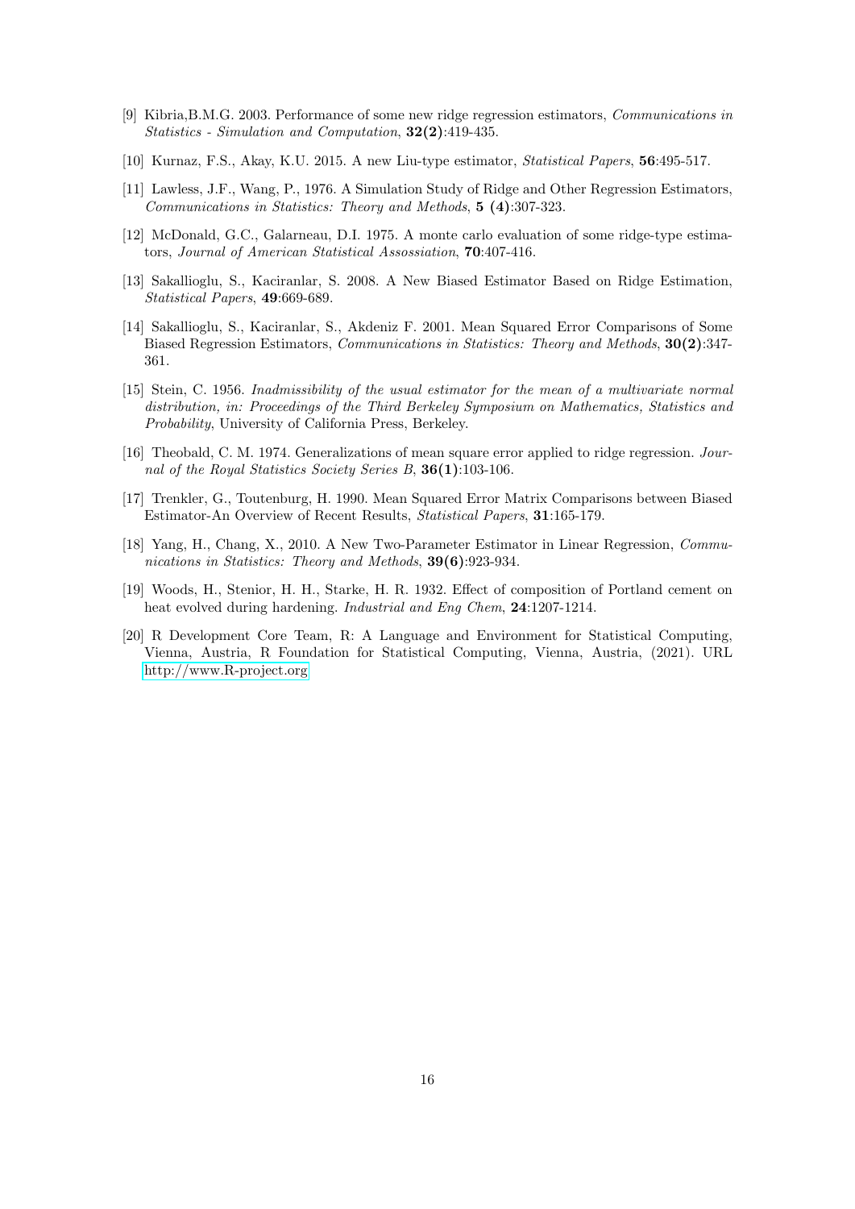[9] Kibria,B.M.G. 2003. Performance of some new ridge regression estimators, *Communications in Statistics - Simulation and Computation*, **32(2)**:419-435.

[10] Kurnaz, F.S., Akay, K.U. 2015. A new Liu-type estimator, *Statistical Papers*, **56**:495-517.

[11] Lawless, J.F., Wang, P., 1976. A Simulation Study of Ridge and Other Regression Estimators, *Communications in Statistics: Theory and Methods*, **5 (4)**:307-323.

[12] McDonald, G.C., Galarneau, D.I. 1975. A monte carlo evaluation of some ridge-type estimators, *Journal of American Statistical Assossiation*, **70**:407-416.

[13] Sakallioglu, S., Kaciranlar, S. 2008. A New Biased Estimator Based on Ridge Estimation, *Statistical Papers*, **49**:669-689.

[14] Sakallioglu, S., Kaciranlar, S., Akdeniz F. 2001. Mean Squared Error Comparisons of Some Biased Regression Estimators, *Communications in Statistics: Theory and Methods*, **30(2)**:347-361.

[15] Stein, C. 1956. *Inadmissibility of the usual estimator for the mean of a multivariate normal distribution, in: Proceedings of the Third Berkeley Symposium on Mathematics, Statistics and Probability*, University of California Press, Berkeley.

[16] Theobald, C. M. 1974. Generalizations of mean square error applied to ridge regression. *Journal of the Royal Statistics Society Series B*, **36(1)**:103-106.

[17] Trenkler, G., Toutenburg, H. 1990. Mean Squared Error Matrix Comparisons between Biased Estimator-An Overview of Recent Results, *Statistical Papers*, **31**:165-179.

[18] Yang, H., Chang, X., 2010. A New Two-Parameter Estimator in Linear Regression, *Communications in Statistics: Theory and Methods*, **39(6)**:923-934.

[19] Woods, H., Stenior, H. H., Starke, H. R. 1932. Effect of composition of Portland cement on heat evolved during hardening. *Industrial and Eng Chem*, **24**:1207-1214.

[20] R Development Core Team, R: A Language and Environment for Statistical Computing, Vienna, Austria, R Foundation for Statistical Computing, Vienna, Austria, (2021). URL http://www.R-project.org